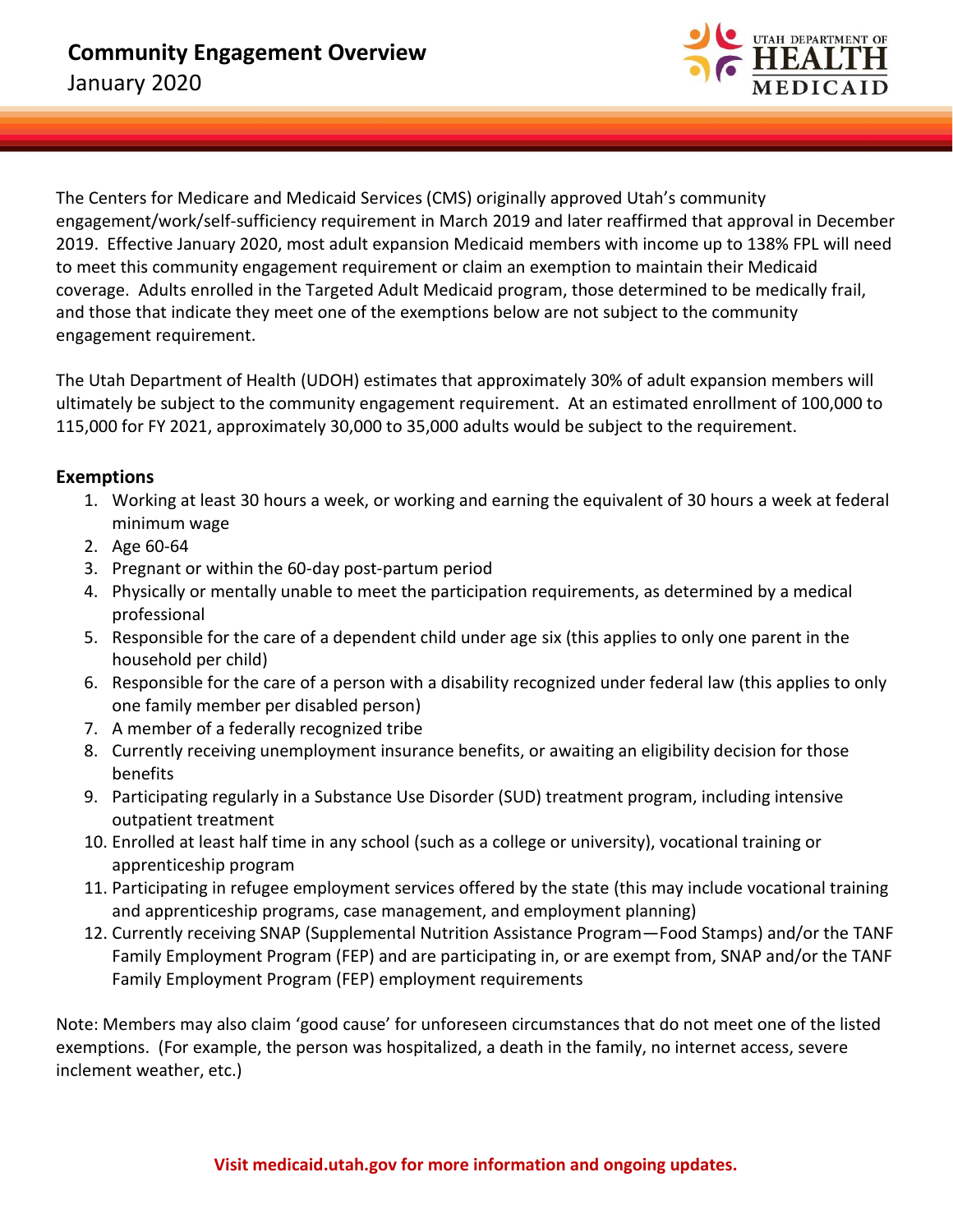# Community Engagement Overview

January 2020

The Centers for Medicare and Medicaid Services (CMS) originally approved Utah's community engagement/work/self-sufficiency requirement in March 2019 and later reaffirmed that approval in December 2019. Effective January 2020, most adult expansion Medicaid members with income up to 138% FPL will need to meet this community engagement requirement or claim an exemption to maintain their Medicaid coverage. Adults enrolled in the Targeted Adult Medicaid program, those determined to be medically frail, and those that indicate they meet one of the exemptions below are not subject to the community engagement requirement.

The Utah Department of Health (UDOH) estimates that approximately 30% of adult expansion members will ultimately be subject to the community engagement requirement. At an estimated enrollment of 100,000 to 115,000 for FY 2021, approximately 30,000 to 35,000 adults would be subject to the requirement.

## Exemptions

1. Working at least 30 hours a week, or working and earning the equivalent of 30 hours a week at federal minimum wage
2. Age 60-64
3. Pregnant or within the 60-day post-partum period
4. Physically or mentally unable to meet the participation requirements, as determined by a medical professional
5. Responsible for the care of a dependent child under age six (this applies to only one parent in the household per child)
6. Responsible for the care of a person with a disability recognized under federal law (this applies to only one family member per disabled person)
7. A member of a federally recognized tribe
8. Currently receiving unemployment insurance benefits, or awaiting an eligibility decision for those benefits
9. Participating regularly in a Substance Use Disorder (SUD) treatment program, including intensive outpatient treatment
10. Enrolled at least half time in any school (such as a college or university), vocational training or apprenticeship program
11. Participating in refugee employment services offered by the state (this may include vocational training and apprenticeship programs, case management, and employment planning)
12. Currently receiving SNAP (Supplemental Nutrition Assistance Program—Food Stamps) and/or the TANF Family Employment Program (FEP) and are participating in, or are exempt from, SNAP and/or the TANF Family Employment Program (FEP) employment requirements

Note: Members may also claim 'good cause' for unforeseen circumstances that do not meet one of the listed exemptions. (For example, the person was hospitalized, a death in the family, no internet access, severe inclement weather, etc.)

**Visit medicaid.utah.gov for more information and ongoing updates.**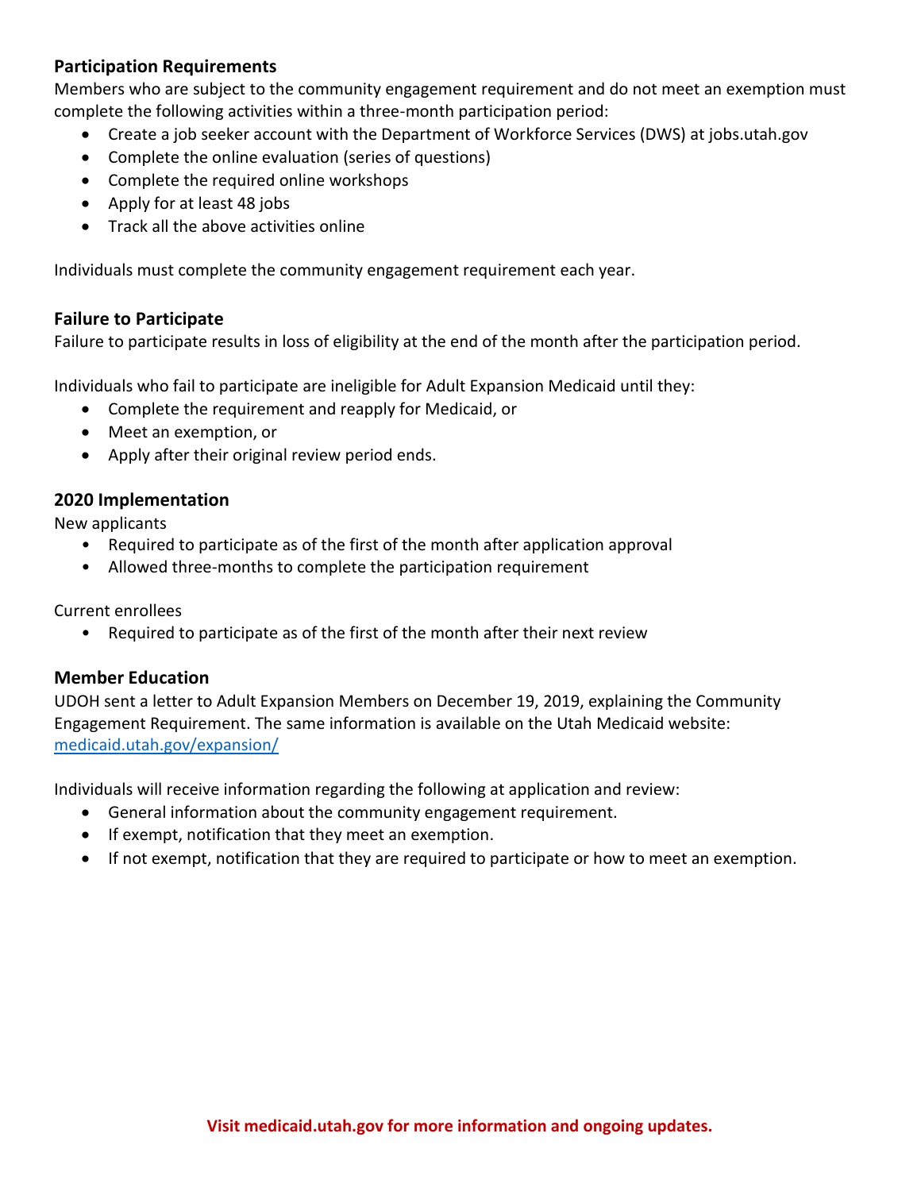**Participation Requirements**

Members who are subject to the community engagement requirement and do not meet an exemption must complete the following activities within a three-month participation period:

- Create a job seeker account with the Department of Workforce Services (DWS) at jobs.utah.gov
- Complete the online evaluation (series of questions)
- Complete the required online workshops
- Apply for at least 48 jobs
- Track all the above activities online

Individuals must complete the community engagement requirement each year.

**Failure to Participate**

Failure to participate results in loss of eligibility at the end of the month after the participation period.

Individuals who fail to participate are ineligible for Adult Expansion Medicaid until they:

- Complete the requirement and reapply for Medicaid, or
- Meet an exemption, or
- Apply after their original review period ends.

**2020 Implementation**

New applicants

- Required to participate as of the first of the month after application approval
- Allowed three-months to complete the participation requirement

Current enrollees

- Required to participate as of the first of the month after their next review

**Member Education**

UDOH sent a letter to Adult Expansion Members on December 19, 2019, explaining the Community Engagement Requirement. The same information is available on the Utah Medicaid website: [medicaid.utah.gov/expansion/](medicaid.utah.gov/expansion/)

Individuals will receive information regarding the following at application and review:

- General information about the community engagement requirement.
- If exempt, notification that they meet an exemption.
- If not exempt, notification that they are required to participate or how to meet an exemption.

**Visit medicaid.utah.gov for more information and ongoing updates.**